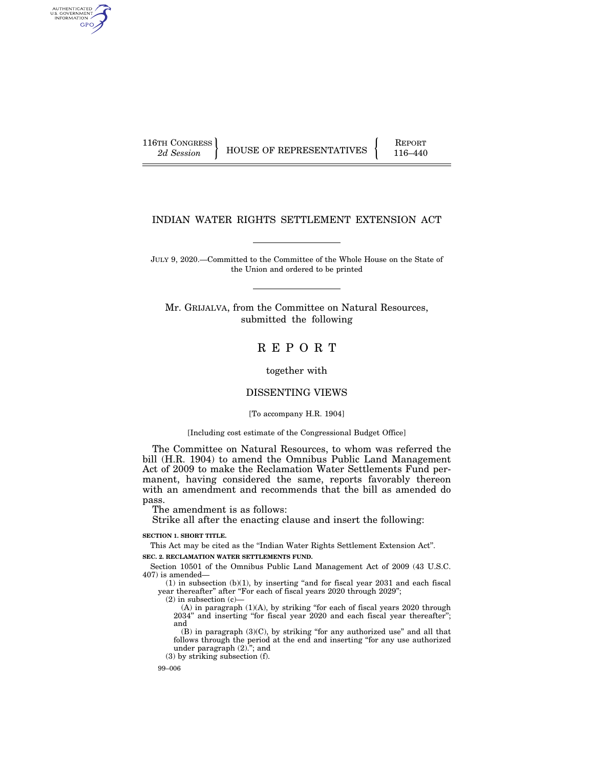116TH CONGRESS
*2d Session*

HOUSE OF REPRESENTATIVES

REPORT
116–440

# INDIAN WATER RIGHTS SETTLEMENT EXTENSION ACT

JULY 9, 2020.—Committed to the Committee of the Whole House on the State of the Union and ordered to be printed

Mr. GRIJALVA, from the Committee on Natural Resources, submitted the following

## R E P O R T

together with

## DISSENTING VIEWS

[To accompany H.R. 1904]

[Including cost estimate of the Congressional Budget Office]

The Committee on Natural Resources, to whom was referred the bill (H.R. 1904) to amend the Omnibus Public Land Management Act of 2009 to make the Reclamation Water Settlements Fund permanent, having considered the same, reports favorably thereon with an amendment and recommends that the bill as amended do pass.

The amendment is as follows:

Strike all after the enacting clause and insert the following:

**SECTION 1. SHORT TITLE.**

This Act may be cited as the "Indian Water Rights Settlement Extension Act".

**SEC. 2. RECLAMATION WATER SETTLEMENTS FUND.**

Section 10501 of the Omnibus Public Land Management Act of 2009 (43 U.S.C. 407) is amended—

(1) in subsection (b)(1), by inserting "and for fiscal year 2031 and each fiscal year thereafter" after "For each of fiscal years 2020 through 2029";

(2) in subsection (c)—

(A) in paragraph (1)(A), by striking "for each of fiscal years 2020 through 2034" and inserting "for fiscal year 2020 and each fiscal year thereafter"; and

(B) in paragraph (3)(C), by striking "for any authorized use" and all that follows through the period at the end and inserting "for any use authorized under paragraph (2)."; and

(3) by striking subsection (f).

99–006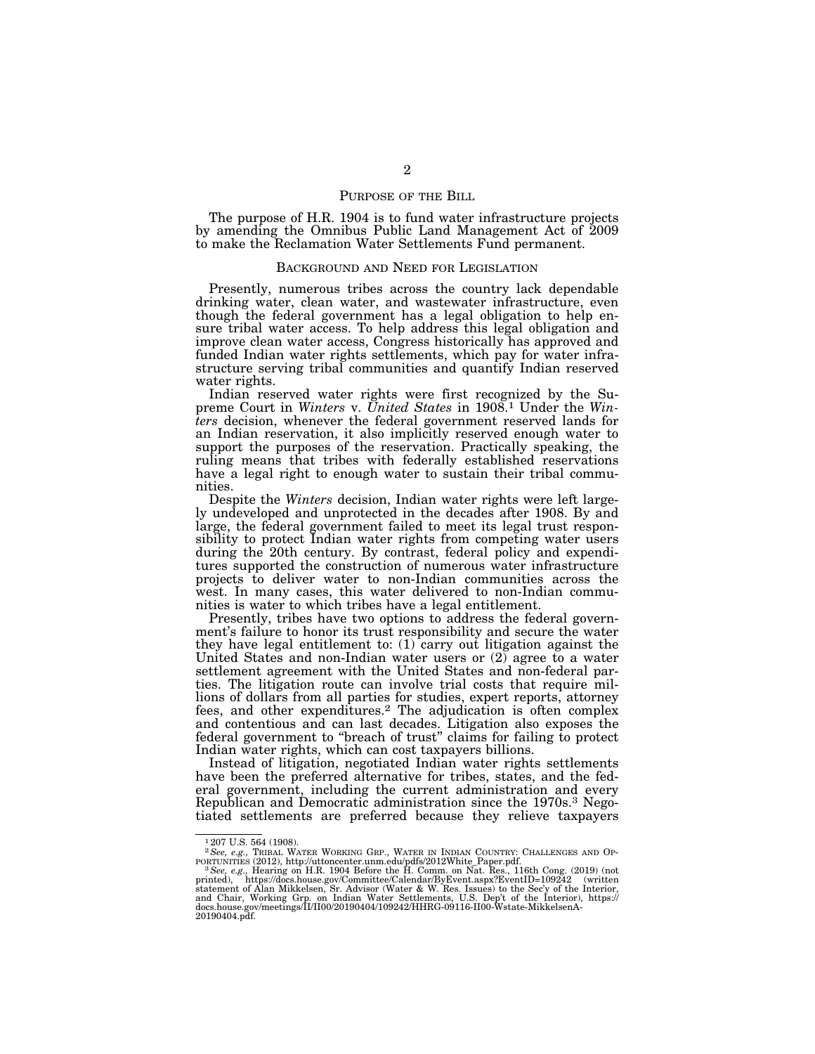## PURPOSE OF THE BILL

The purpose of H.R. 1904 is to fund water infrastructure projects by amending the Omnibus Public Land Management Act of 2009 to make the Reclamation Water Settlements Fund permanent.

## BACKGROUND AND NEED FOR LEGISLATION

Presently, numerous tribes across the country lack dependable drinking water, clean water, and wastewater infrastructure, even though the federal government has a legal obligation to help ensure tribal water access. To help address this legal obligation and improve clean water access, Congress historically has approved and funded Indian water rights settlements, which pay for water infrastructure serving tribal communities and quantify Indian reserved water rights.

Indian reserved water rights were first recognized by the Supreme Court in *Winters* v. *United States* in 1908.[1] Under the *Winters* decision, whenever the federal government reserved lands for an Indian reservation, it also implicitly reserved enough water to support the purposes of the reservation. Practically speaking, the ruling means that tribes with federally established reservations have a legal right to enough water to sustain their tribal communities.

Despite the *Winters* decision, Indian water rights were left largely undeveloped and unprotected in the decades after 1908. By and large, the federal government failed to meet its legal trust responsibility to protect Indian water rights from competing water users during the 20th century. By contrast, federal policy and expenditures supported the construction of numerous water infrastructure projects to deliver water to non-Indian communities across the west. In many cases, this water delivered to non-Indian communities is water to which tribes have a legal entitlement.

Presently, tribes have two options to address the federal government's failure to honor its trust responsibility and secure the water they have legal entitlement to: (1) carry out litigation against the United States and non-Indian water users or (2) agree to a water settlement agreement with the United States and non-federal parties. The litigation route can involve trial costs that require millions of dollars from all parties for studies, expert reports, attorney fees, and other expenditures.[2] The adjudication is often complex and contentious and can last decades. Litigation also exposes the federal government to "breach of trust" claims for failing to protect Indian water rights, which can cost taxpayers billions.

Instead of litigation, negotiated Indian water rights settlements have been the preferred alternative for tribes, states, and the federal government, including the current administration and every Republican and Democratic administration since the 1970s.[3] Negotiated settlements are preferred because they relieve taxpayers

---

[1] 207 U.S. 564 (1908).

[2] *See, e.g.*, TRIBAL WATER WORKING GRP., WATER IN INDIAN COUNTRY: CHALLENGES AND OPPORTUNITIES (2012), http://uttoncenter.unm.edu/pdfs/2012White_Paper.pdf.

[3] *See, e.g.*, Hearing on H.R. 1904 Before the H. Comm. on Nat. Res., 116th Cong. (2019) (not printed), https://docs.house.gov/Committee/Calendar/ByEvent.aspx?EventID=109242 (written statement of Alan Mikkelsen, Sr. Advisor (Water & W. Res. Issues) to the Sec'y of the Interior, and Chair, Working Grp. on Indian Water Settlements, U.S. Dep't of the Interior), https://docs.house.gov/meetings/II/II00/20190404/109242/HHRG-09116-II00-Wstate-MikkelsenA-20190404.pdf.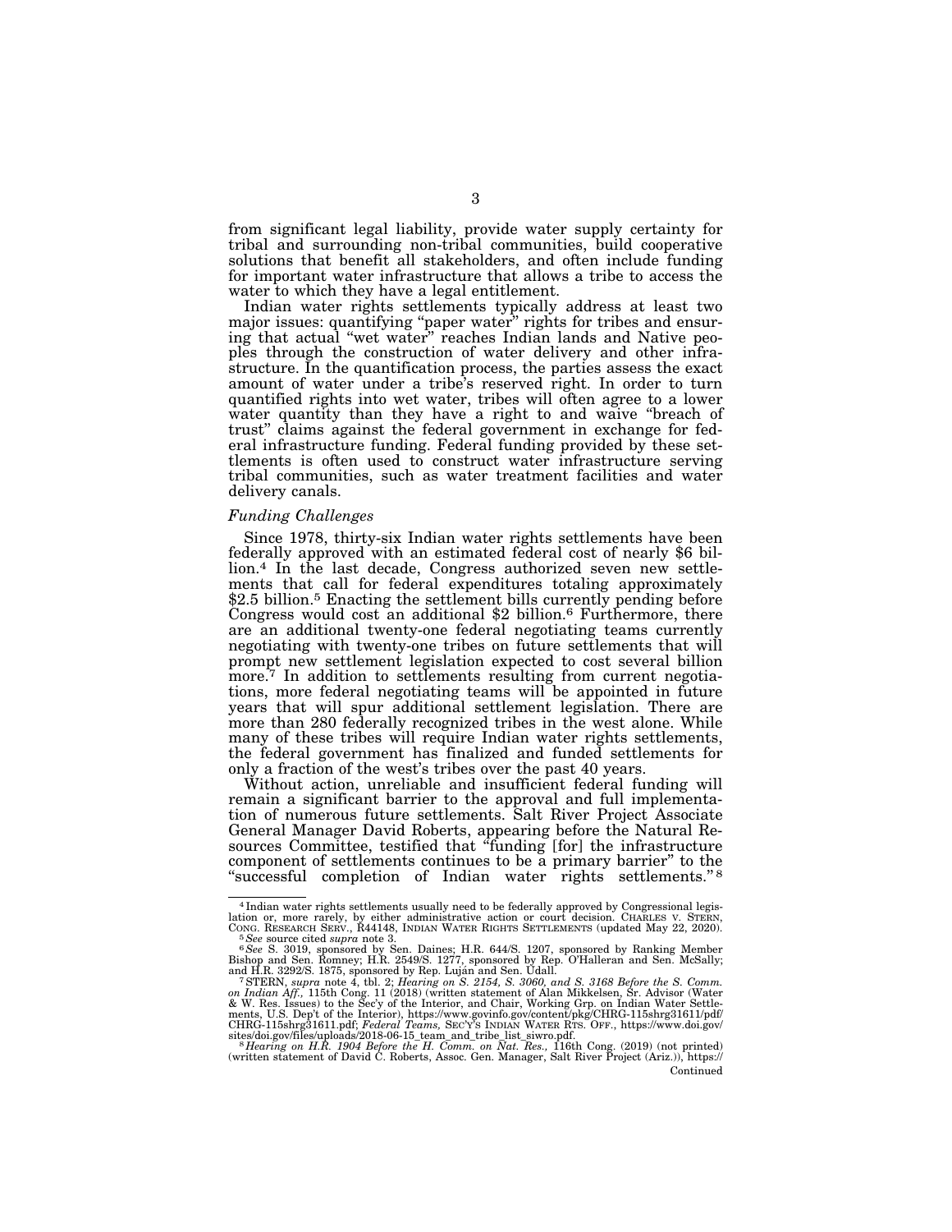from significant legal liability, provide water supply certainty for tribal and surrounding non-tribal communities, build cooperative solutions that benefit all stakeholders, and often include funding for important water infrastructure that allows a tribe to access the water to which they have a legal entitlement.

Indian water rights settlements typically address at least two major issues: quantifying "paper water" rights for tribes and ensuring that actual "wet water" reaches Indian lands and Native peoples through the construction of water delivery and other infrastructure. In the quantification process, the parties assess the exact amount of water under a tribe's reserved right. In order to turn quantified rights into wet water, tribes will often agree to a lower water quantity than they have a right to and waive "breach of trust" claims against the federal government in exchange for federal infrastructure funding. Federal funding provided by these settlements is often used to construct water infrastructure serving tribal communities, such as water treatment facilities and water delivery canals.

*Funding Challenges*

Since 1978, thirty-six Indian water rights settlements have been federally approved with an estimated federal cost of nearly $6 billion.[4] In the last decade, Congress authorized seven new settlements that call for federal expenditures totaling approximately $2.5 billion.[5] Enacting the settlement bills currently pending before Congress would cost an additional $2 billion.[6] Furthermore, there are an additional twenty-one federal negotiating teams currently negotiating with twenty-one tribes on future settlements that will prompt new settlement legislation expected to cost several billion more.[7] In addition to settlements resulting from current negotiations, more federal negotiating teams will be appointed in future years that will spur additional settlement legislation. There are more than 280 federally recognized tribes in the west alone. While many of these tribes will require Indian water rights settlements, the federal government has finalized and funded settlements for only a fraction of the west's tribes over the past 40 years.

Without action, unreliable and insufficient federal funding will remain a significant barrier to the approval and full implementation of numerous future settlements. Salt River Project Associate General Manager David Roberts, appearing before the Natural Resources Committee, testified that "funding [for] the infrastructure component of settlements continues to be a primary barrier" to the "successful completion of Indian water rights settlements."[8]

---

[4] Indian water rights settlements usually need to be federally approved by Congressional legislation or, more rarely, by either administrative action or court decision. CHARLES V. STERN, CONG. RESEARCH SERV., R44148, INDIAN WATER RIGHTS SETTLEMENTS (updated May 22, 2020).

[5] *See* source cited *supra* note 3.

[6] *See* S. 3019, sponsored by Sen. Daines; H.R. 644/S. 1207, sponsored by Ranking Member Bishop and Sen. Romney; H.R. 2549/S. 1277, sponsored by Rep. O'Halleran and Sen. McSally; and H.R. 3292/S. 1875, sponsored by Rep. Luján and Sen. Udall.

[7] STERN, *supra* note 4, tbl. 2; *Hearing on S. 2154, S. 3060, and S. 3168 Before the S. Comm. on Indian Aff.*, 115th Cong. 11 (2018) (written statement of Alan Mikkelsen, Sr. Advisor (Water & W. Res. Issues) to the Sec'y of the Interior, and Chair, Working Grp. on Indian Water Settlements, U.S. Dep't of the Interior), https://www.govinfo.gov/content/pkg/CHRG-115shrg31611/pdf/CHRG-115shrg31611.pdf; *Federal Teams*, SEC'Y'S INDIAN WATER RTS. OFF., https://www.doi.gov/sites/doi.gov/files/uploads/2018-06-15_team_and_tribe_list_siwro.pdf.

[8] *Hearing on H.R. 1904 Before the H. Comm. on Nat. Res.*, 116th Cong. (2019) (not printed) (written statement of David C. Roberts, Assoc. Gen. Manager, Salt River Project (Ariz.)), https://

Continued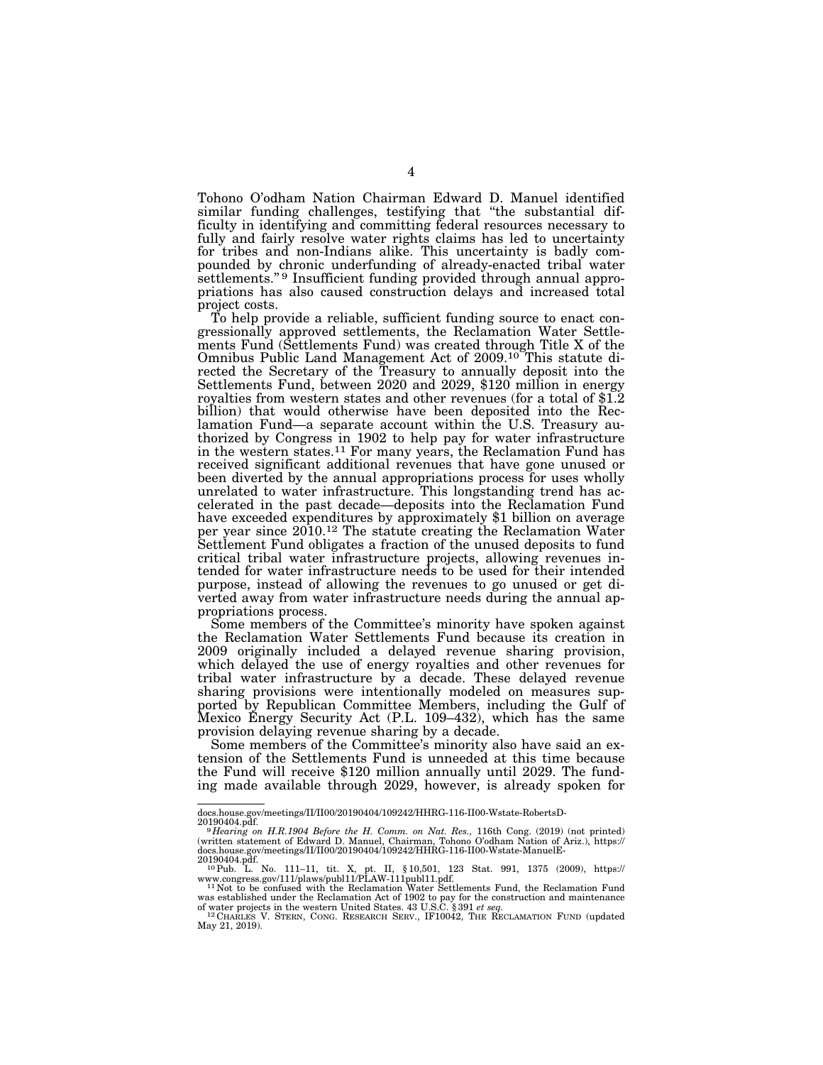Tohono O'odham Nation Chairman Edward D. Manuel identified similar funding challenges, testifying that "the substantial difficulty in identifying and committing federal resources necessary to fully and fairly resolve water rights claims has led to uncertainty for tribes and non-Indians alike. This uncertainty is badly compounded by chronic underfunding of already-enacted tribal water settlements."[9] Insufficient funding provided through annual appropriations has also caused construction delays and increased total project costs.

To help provide a reliable, sufficient funding source to enact congressionally approved settlements, the Reclamation Water Settlements Fund (Settlements Fund) was created through Title X of the Omnibus Public Land Management Act of 2009.[10] This statute directed the Secretary of the Treasury to annually deposit into the Settlements Fund, between 2020 and 2029, $120 million in energy royalties from western states and other revenues (for a total of $1.2 billion) that would otherwise have been deposited into the Reclamation Fund—a separate account within the U.S. Treasury authorized by Congress in 1902 to help pay for water infrastructure in the western states.[11] For many years, the Reclamation Fund has received significant additional revenues that have gone unused or been diverted by the annual appropriations process for uses wholly unrelated to water infrastructure. This longstanding trend has accelerated in the past decade—deposits into the Reclamation Fund have exceeded expenditures by approximately $1 billion on average per year since 2010.[12] The statute creating the Reclamation Water Settlement Fund obligates a fraction of the unused deposits to fund critical tribal water infrastructure projects, allowing revenues intended for water infrastructure needs to be used for their intended purpose, instead of allowing the revenues to go unused or get diverted away from water infrastructure needs during the annual appropriations process.

Some members of the Committee's minority have spoken against the Reclamation Water Settlements Fund because its creation in 2009 originally included a delayed revenue sharing provision, which delayed the use of energy royalties and other revenues for tribal water infrastructure by a decade. These delayed revenue sharing provisions were intentionally modeled on measures supported by Republican Committee Members, including the Gulf of Mexico Energy Security Act (P.L. 109–432), which has the same provision delaying revenue sharing by a decade.

Some members of the Committee's minority also have said an extension of the Settlements Fund is unneeded at this time because the Fund will receive $120 million annually until 2029. The funding made available through 2029, however, is already spoken for

---

docs.house.gov/meetings/II/II00/20190404/109242/HHRG-116-II00-Wstate-RobertsD-20190404.pdf.

[9] *Hearing on H.R.1904 Before the H. Comm. on Nat. Res.*, 116th Cong. (2019) (not printed) (written statement of Edward D. Manuel, Chairman, Tohono O'odham Nation of Ariz.), https://docs.house.gov/meetings/II/II00/20190404/109242/HHRG-116-II00-Wstate-ManuelE-20190404.pdf.

[10] Pub. L. No. 111–11, tit. X, pt. II, § 10,501, 123 Stat. 991, 1375 (2009), https://www.congress.gov/111/plaws/publ11/PLAW-111publ11.pdf.

[11] Not to be confused with the Reclamation Water Settlements Fund, the Reclamation Fund was established under the Reclamation Act of 1902 to pay for the construction and maintenance of water projects in the western United States. 43 U.S.C. § 391 *et seq.*

[12] CHARLES V. STERN, CONG. RESEARCH SERV., IF10042, THE RECLAMATION FUND (updated May 21, 2019).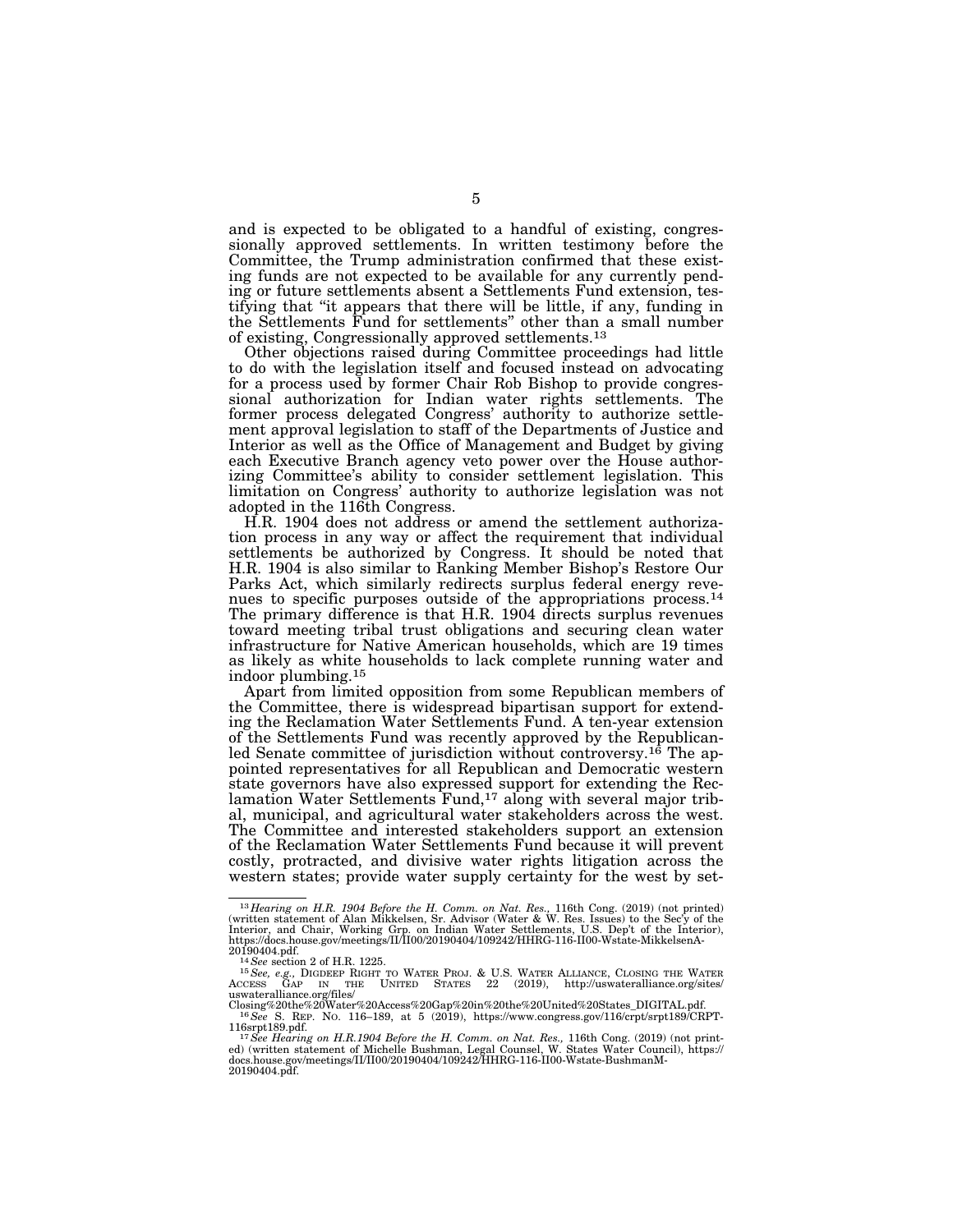and is expected to be obligated to a handful of existing, congressionally approved settlements. In written testimony before the Committee, the Trump administration confirmed that these existing funds are not expected to be available for any currently pending or future settlements absent a Settlements Fund extension, testifying that "it appears that there will be little, if any, funding in the Settlements Fund for settlements" other than a small number of existing, Congressionally approved settlements.[13]

Other objections raised during Committee proceedings had little to do with the legislation itself and focused instead on advocating for a process used by former Chair Rob Bishop to provide congressional authorization for Indian water rights settlements. The former process delegated Congress' authority to authorize settlement approval legislation to staff of the Departments of Justice and Interior as well as the Office of Management and Budget by giving each Executive Branch agency veto power over the House authorizing Committee's ability to consider settlement legislation. This limitation on Congress' authority to authorize legislation was not adopted in the 116th Congress.

H.R. 1904 does not address or amend the settlement authorization process in any way or affect the requirement that individual settlements be authorized by Congress. It should be noted that H.R. 1904 is also similar to Ranking Member Bishop's Restore Our Parks Act, which similarly redirects surplus federal energy revenues to specific purposes outside of the appropriations process.[14] The primary difference is that H.R. 1904 directs surplus revenues toward meeting tribal trust obligations and securing clean water infrastructure for Native American households, which are 19 times as likely as white households to lack complete running water and indoor plumbing.[15]

Apart from limited opposition from some Republican members of the Committee, there is widespread bipartisan support for extending the Reclamation Water Settlements Fund. A ten-year extension of the Settlements Fund was recently approved by the Republican-led Senate committee of jurisdiction without controversy.[16] The appointed representatives for all Republican and Democratic western state governors have also expressed support for extending the Reclamation Water Settlements Fund,[17] along with several major tribal, municipal, and agricultural water stakeholders across the west. The Committee and interested stakeholders support an extension of the Reclamation Water Settlements Fund because it will prevent costly, protracted, and divisive water rights litigation across the western states; provide water supply certainty for the west by set-

---

[13] *Hearing on H.R. 1904 Before the H. Comm. on Nat. Res.,* 116th Cong. (2019) (not printed) (written statement of Alan Mikkelsen, Sr. Advisor (Water & W. Res. Issues) to the Sec'y of the Interior, and Chair, Working Grp. on Indian Water Settlements, U.S. Dep't of the Interior), https://docs.house.gov/meetings/II/II00/20190404/109242/HHRG-116-II00-Wstate-MikkelsenA-20190404.pdf.

[14] *See* section 2 of H.R. 1225.

[15] *See, e.g.,* DIGDEEP RIGHT TO WATER PROJ. & U.S. WATER ALLIANCE, CLOSING THE WATER ACCESS GAP IN THE UNITED STATES 22 (2019), http://uswateralliance.org/sites/uswateralliance.org/files/Closing%20the%20Water%20Access%20Gap%20in%20the%20United%20States_DIGITAL.pdf.

[16] *See* S. REP. NO. 116–189, at 5 (2019), https://www.congress.gov/116/crpt/srpt189/CRPT-116srpt189.pdf.

[17] *See Hearing on H.R.1904 Before the H. Comm. on Nat. Res.,* 116th Cong. (2019) (not printed) (written statement of Michelle Bushman, Legal Counsel, W. States Water Council), https://docs.house.gov/meetings/II/II00/20190404/109242/HHRG-116-II00-Wstate-BushmanM-20190404.pdf.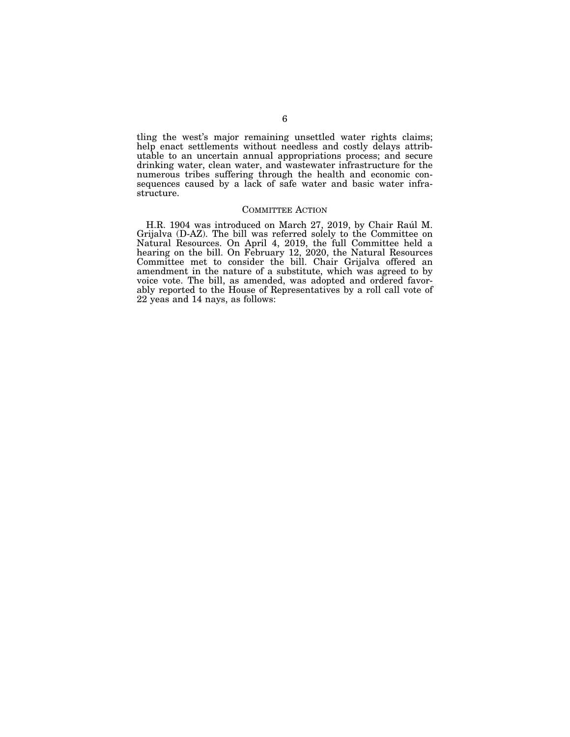tling the west's major remaining unsettled water rights claims; help enact settlements without needless and costly delays attributable to an uncertain annual appropriations process; and secure drinking water, clean water, and wastewater infrastructure for the numerous tribes suffering through the health and economic consequences caused by a lack of safe water and basic water infrastructure.

## COMMITTEE ACTION

H.R. 1904 was introduced on March 27, 2019, by Chair Raúl M. Grijalva (D-AZ). The bill was referred solely to the Committee on Natural Resources. On April 4, 2019, the full Committee held a hearing on the bill. On February 12, 2020, the Natural Resources Committee met to consider the bill. Chair Grijalva offered an amendment in the nature of a substitute, which was agreed to by voice vote. The bill, as amended, was adopted and ordered favorably reported to the House of Representatives by a roll call vote of 22 yeas and 14 nays, as follows: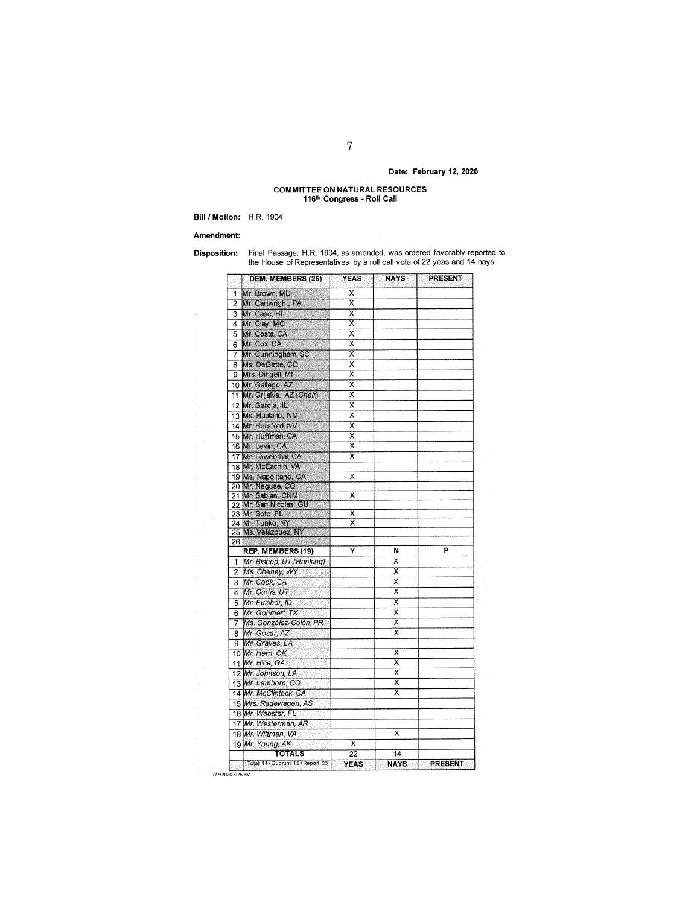Date: February 12, 2020

## COMMITTEE ON NATURAL RESOURCES
### 116th Congress - Roll Call

**Bill / Motion:** H.R. 1904

**Amendment:**

**Disposition:** Final Passage: H.R. 1904, as amended, was ordered favorably reported to the House of Representatives by a roll call vote of 22 yeas and 14 nays.

| | DEM. MEMBERS (25) | YEAS | NAYS | PRESENT |
|---|---|---|---|---|
| 1 | Mr. Brown, MD | X | | |
| 2 | Mr. Cartwright, PA | X | | |
| 3 | Mr. Case, HI | X | | |
| 4 | Mr. Clay, MO | X | | |
| 5 | Mr. Costa, CA | X | | |
| 6 | Mr. Cox, CA | X | | |
| 7 | Mr. Cunningham, SC | X | | |
| 8 | Ms. DeGette, CO | X | | |
| 9 | Mrs. Dingell, MI | X | | |
| 10 | Mr. Gallego, AZ | X | | |
| 11 | Mr. Grijalva, AZ (*Chair*) | X | | |
| 12 | Mr. Garcia, IL | X | | |
| 13 | Ms. Haaland, NM | X | | |
| 14 | Mr. Horsford, NV | X | | |
| 15 | Mr. Huffman, CA | X | | |
| 16 | Mr. Levin, CA | X | | |
| 17 | Mr. Lowenthal, CA | X | | |
| 18 | Mr. McEachin, VA | | | |
| 19 | Ms. Napolitano, CA | X | | |
| 20 | Mr. Neguse, CO | | | |
| 21 | Mr. Sablan, CNMI | X | | |
| 22 | Mr. San Nicolas, GU | | | |
| 23 | Mr. Soto, FL | X | | |
| 24 | Mr. Tonko, NY | X | | |
| 25 | Ms. Velázquez, NY | | | |
| 26 | | | | |
| | **REP. MEMBERS (19)** | **Y** | **N** | **P** |
| 1 | *Mr. Bishop, UT (Ranking)* | | X | |
| 2 | *Ms. Cheney, WY* | | X | |
| 3 | *Mr. Cook, CA* | | X | |
| 4 | *Mr. Curtis, UT* | | X | |
| 5 | *Mr. Fulcher, ID* | | X | |
| 6 | *Mr. Gohmert, TX* | | X | |
| 7 | *Ms. González-Colón, PR* | | X | |
| 8 | *Mr. Gosar, AZ* | | X | |
| 9 | *Mr. Graves, LA* | | | |
| 10 | *Mr. Hern, OK* | | X | |
| 11 | *Mr. Hice, GA* | | X | |
| 12 | *Mr. Johnson, LA* | | X | |
| 13 | *Mr. Lamborn, CO* | | X | |
| 14 | *Mr. McClintock, CA* | | X | |
| 15 | *Mrs. Radewagen, AS* | | | |
| 16 | *Mr. Webster, FL* | | | |
| 17 | *Mr. Westerman, AR* | | | |
| 18 | *Mr. Wittman, VA* | | X | |
| 19 | *Mr. Young, AK* | X | | |
| | **TOTALS** | 22 | 14 | |
| | Total: 44 / Quorum: 15 / Report: 23 | **YEAS** | **NAYS** | **PRESENT** |

7/7/2020 3:26 PM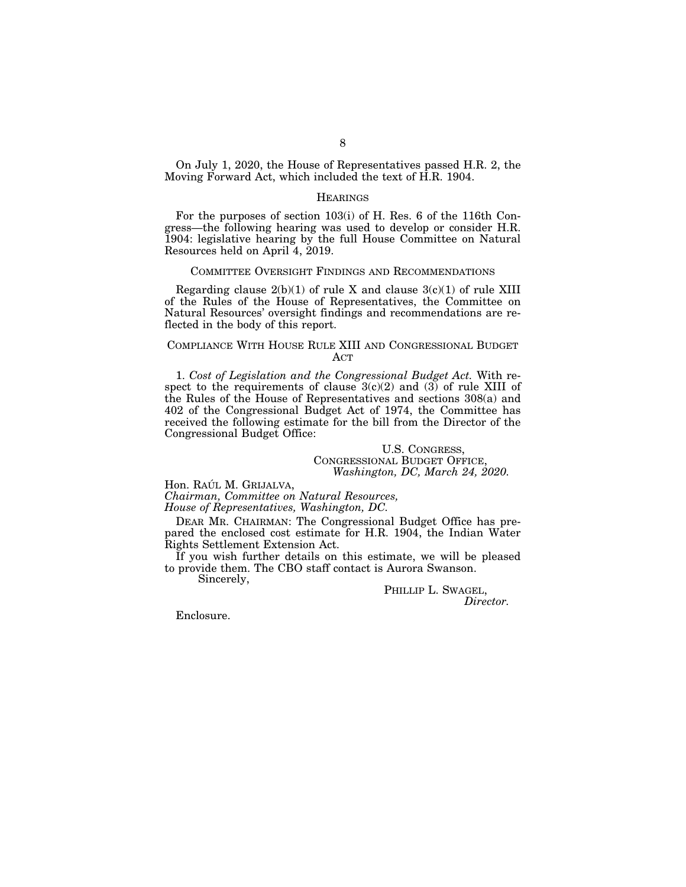On July 1, 2020, the House of Representatives passed H.R. 2, the Moving Forward Act, which included the text of H.R. 1904.

## HEARINGS

For the purposes of section 103(i) of H. Res. 6 of the 116th Congress—the following hearing was used to develop or consider H.R. 1904: legislative hearing by the full House Committee on Natural Resources held on April 4, 2019.

## COMMITTEE OVERSIGHT FINDINGS AND RECOMMENDATIONS

Regarding clause 2(b)(1) of rule X and clause 3(c)(1) of rule XIII of the Rules of the House of Representatives, the Committee on Natural Resources' oversight findings and recommendations are reflected in the body of this report.

## COMPLIANCE WITH HOUSE RULE XIII AND CONGRESSIONAL BUDGET ACT

1. *Cost of Legislation and the Congressional Budget Act.* With respect to the requirements of clause 3(c)(2) and (3) of rule XIII of the Rules of the House of Representatives and sections 308(a) and 402 of the Congressional Budget Act of 1974, the Committee has received the following estimate for the bill from the Director of the Congressional Budget Office:

U.S. CONGRESS,
CONGRESSIONAL BUDGET OFFICE,
*Washington, DC, March 24, 2020.*

Hon. RAÚL M. GRIJALVA,
*Chairman, Committee on Natural Resources,*
*House of Representatives, Washington, DC.*

DEAR MR. CHAIRMAN: The Congressional Budget Office has prepared the enclosed cost estimate for H.R. 1904, the Indian Water Rights Settlement Extension Act.

If you wish further details on this estimate, we will be pleased to provide them. The CBO staff contact is Aurora Swanson.

Sincerely,

PHILLIP L. SWAGEL,
*Director.*

Enclosure.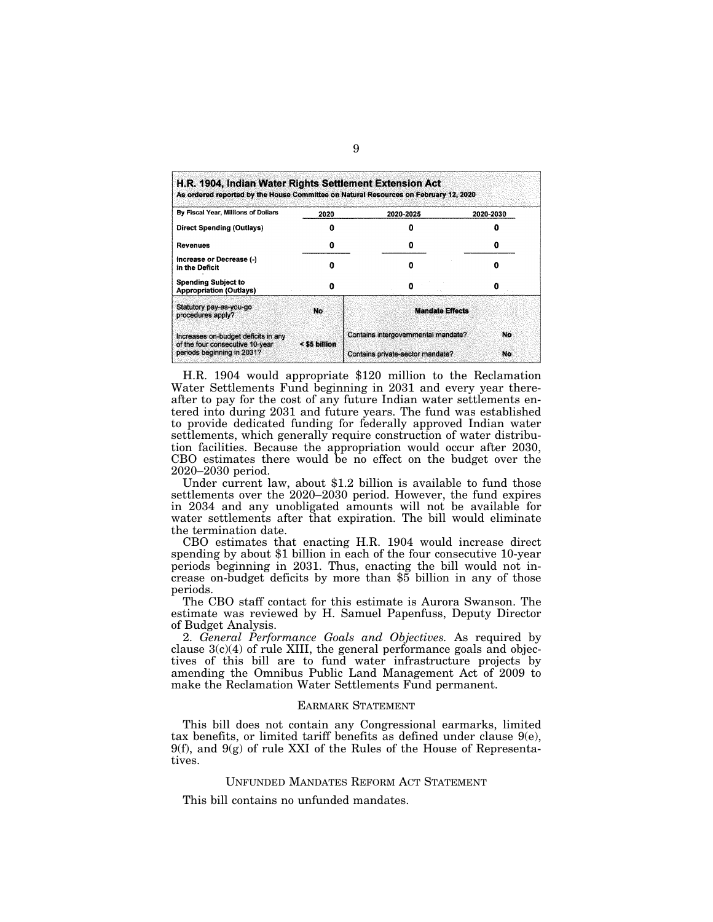| H.R. 1904, Indian Water Rights Settlement Extension Act<br>As ordered reported by the House Committee on Natural Resources on February 12, 2020 | | | |
|---|---|---|---|
| By Fiscal Year, Millions of Dollars | 2020 | 2020-2025 | 2020-2030 |
| Direct Spending (Outlays) | 0 | 0 | 0 |
| Revenues | 0 | 0 | 0 |
| Increase or Decrease (-) in the Deficit | 0 | 0 | 0 |
| Spending Subject to Appropriation (Outlays) | 0 | 0 | 0 |
| Statutory pay-as-you-go procedures apply? | No | Mandate Effects | |
| Increases on-budget deficits in any of the four consecutive 10-year periods beginning in 2031? | < $5 billion | Contains intergovernmental mandate? | No |
| | | Contains private-sector mandate? | No |

H.R. 1904 would appropriate $120 million to the Reclamation Water Settlements Fund beginning in 2031 and every year thereafter to pay for the cost of any future Indian water settlements entered into during 2031 and future years. The fund was established to provide dedicated funding for federally approved Indian water settlements, which generally require construction of water distribution facilities. Because the appropriation would occur after 2030, CBO estimates there would be no effect on the budget over the 2020–2030 period.

Under current law, about $1.2 billion is available to fund those settlements over the 2020–2030 period. However, the fund expires in 2034 and any unobligated amounts will not be available for water settlements after that expiration. The bill would eliminate the termination date.

CBO estimates that enacting H.R. 1904 would increase direct spending by about $1 billion in each of the four consecutive 10-year periods beginning in 2031. Thus, enacting the bill would not increase on-budget deficits by more than $5 billion in any of those periods.

The CBO staff contact for this estimate is Aurora Swanson. The estimate was reviewed by H. Samuel Papenfuss, Deputy Director of Budget Analysis.

2. *General Performance Goals and Objectives.* As required by clause 3(c)(4) of rule XIII, the general performance goals and objectives of this bill are to fund water infrastructure projects by amending the Omnibus Public Land Management Act of 2009 to make the Reclamation Water Settlements Fund permanent.

## EARMARK STATEMENT

This bill does not contain any Congressional earmarks, limited tax benefits, or limited tariff benefits as defined under clause 9(e), 9(f), and 9(g) of rule XXI of the Rules of the House of Representatives.

## UNFUNDED MANDATES REFORM ACT STATEMENT

This bill contains no unfunded mandates.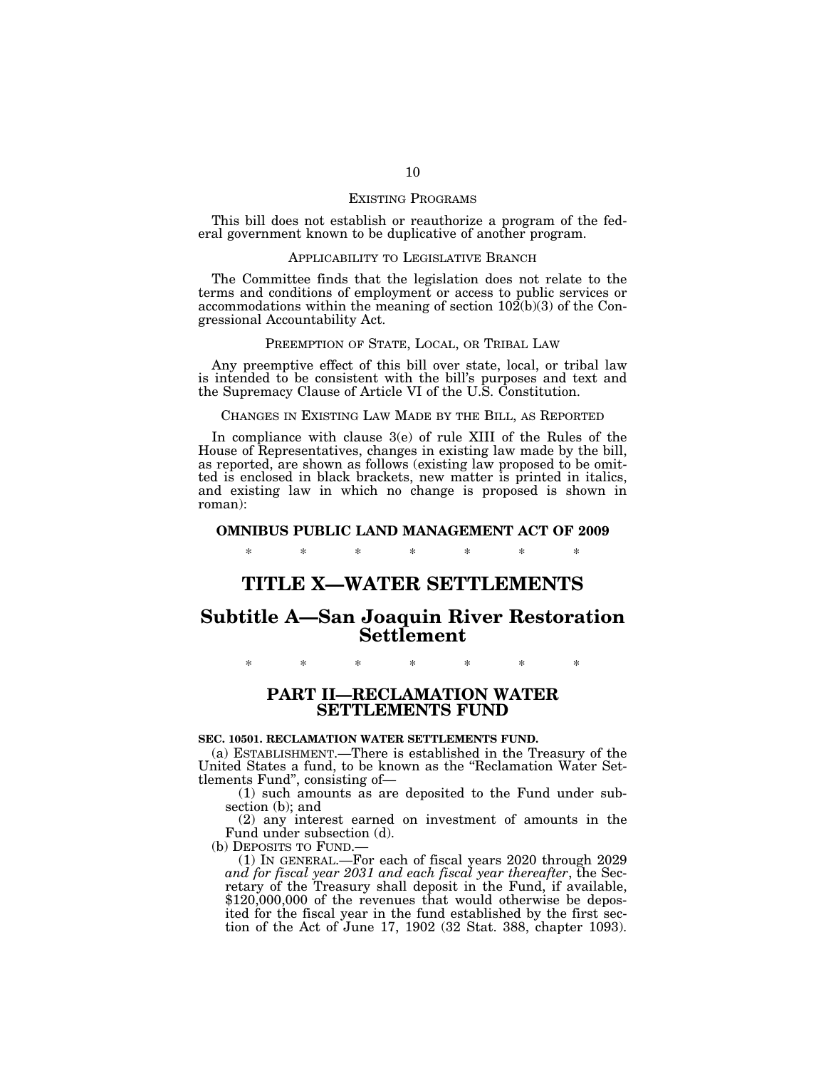### EXISTING PROGRAMS

This bill does not establish or reauthorize a program of the federal government known to be duplicative of another program.

### APPLICABILITY TO LEGISLATIVE BRANCH

The Committee finds that the legislation does not relate to the terms and conditions of employment or access to public services or accommodations within the meaning of section 102(b)(3) of the Congressional Accountability Act.

### PREEMPTION OF STATE, LOCAL, OR TRIBAL LAW

Any preemptive effect of this bill over state, local, or tribal law is intended to be consistent with the bill's purposes and text and the Supremacy Clause of Article VI of the U.S. Constitution.

### CHANGES IN EXISTING LAW MADE BY THE BILL, AS REPORTED

In compliance with clause 3(e) of rule XIII of the Rules of the House of Representatives, changes in existing law made by the bill, as reported, are shown as follows (existing law proposed to be omitted is enclosed in black brackets, new matter is printed in italics, and existing law in which no change is proposed is shown in roman):

**OMNIBUS PUBLIC LAND MANAGEMENT ACT OF 2009**

\* \* \* \* \* \* \*

# TITLE X—WATER SETTLEMENTS

# Subtitle A—San Joaquin River Restoration Settlement

\* \* \* \* \* \* \*

## PART II—RECLAMATION WATER SETTLEMENTS FUND

**SEC. 10501. RECLAMATION WATER SETTLEMENTS FUND.**

(a) ESTABLISHMENT.—There is established in the Treasury of the United States a fund, to be known as the "Reclamation Water Settlements Fund", consisting of—

(1) such amounts as are deposited to the Fund under subsection (b); and

(2) any interest earned on investment of amounts in the Fund under subsection (d).

(b) DEPOSITS TO FUND.—

(1) IN GENERAL.—For each of fiscal years 2020 through 2029 *and for fiscal year 2031 and each fiscal year thereafter*, the Secretary of the Treasury shall deposit in the Fund, if available, $120,000,000 of the revenues that would otherwise be deposited for the fiscal year in the fund established by the first section of the Act of June 17, 1902 (32 Stat. 388, chapter 1093).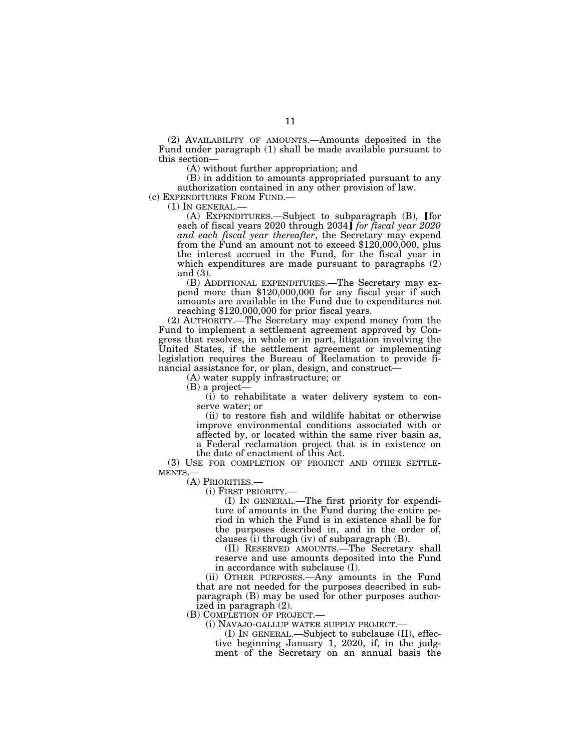(2) AVAILABILITY OF AMOUNTS.—Amounts deposited in the Fund under paragraph (1) shall be made available pursuant to this section—

(A) without further appropriation; and

(B) in addition to amounts appropriated pursuant to any authorization contained in any other provision of law.

(c) EXPENDITURES FROM FUND.—

(1) IN GENERAL.—

(A) EXPENDITURES.—Subject to subparagraph (B), [for each of fiscal years 2020 through 2034] *for fiscal year 2020 and each fiscal year thereafter*, the Secretary may expend from the Fund an amount not to exceed $120,000,000, plus the interest accrued in the Fund, for the fiscal year in which expenditures are made pursuant to paragraphs (2) and (3).

(B) ADDITIONAL EXPENDITURES.—The Secretary may expend more than $120,000,000 for any fiscal year if such amounts are available in the Fund due to expenditures not reaching $120,000,000 for prior fiscal years.

(2) AUTHORITY.—The Secretary may expend money from the Fund to implement a settlement agreement approved by Congress that resolves, in whole or in part, litigation involving the United States, if the settlement agreement or implementing legislation requires the Bureau of Reclamation to provide financial assistance for, or plan, design, and construct—

(A) water supply infrastructure; or

(B) a project—

(i) to rehabilitate a water delivery system to conserve water; or

(ii) to restore fish and wildlife habitat or otherwise improve environmental conditions associated with or affected by, or located within the same river basin as, a Federal reclamation project that is in existence on the date of enactment of this Act.

(3) USE FOR COMPLETION OF PROJECT AND OTHER SETTLEMENTS.—

(A) PRIORITIES.—

(i) FIRST PRIORITY.—

(I) IN GENERAL.—The first priority for expenditure of amounts in the Fund during the entire period in which the Fund is in existence shall be for the purposes described in, and in the order of, clauses (i) through (iv) of subparagraph (B).

(II) RESERVED AMOUNTS.—The Secretary shall reserve and use amounts deposited into the Fund in accordance with subclause (I).

(ii) OTHER PURPOSES.—Any amounts in the Fund that are not needed for the purposes described in subparagraph (B) may be used for other purposes authorized in paragraph (2).

(B) COMPLETION OF PROJECT.—

(i) NAVAJO-GALLUP WATER SUPPLY PROJECT.—

(I) IN GENERAL.—Subject to subclause (II), effective beginning January 1, 2020, if, in the judgment of the Secretary on an annual basis the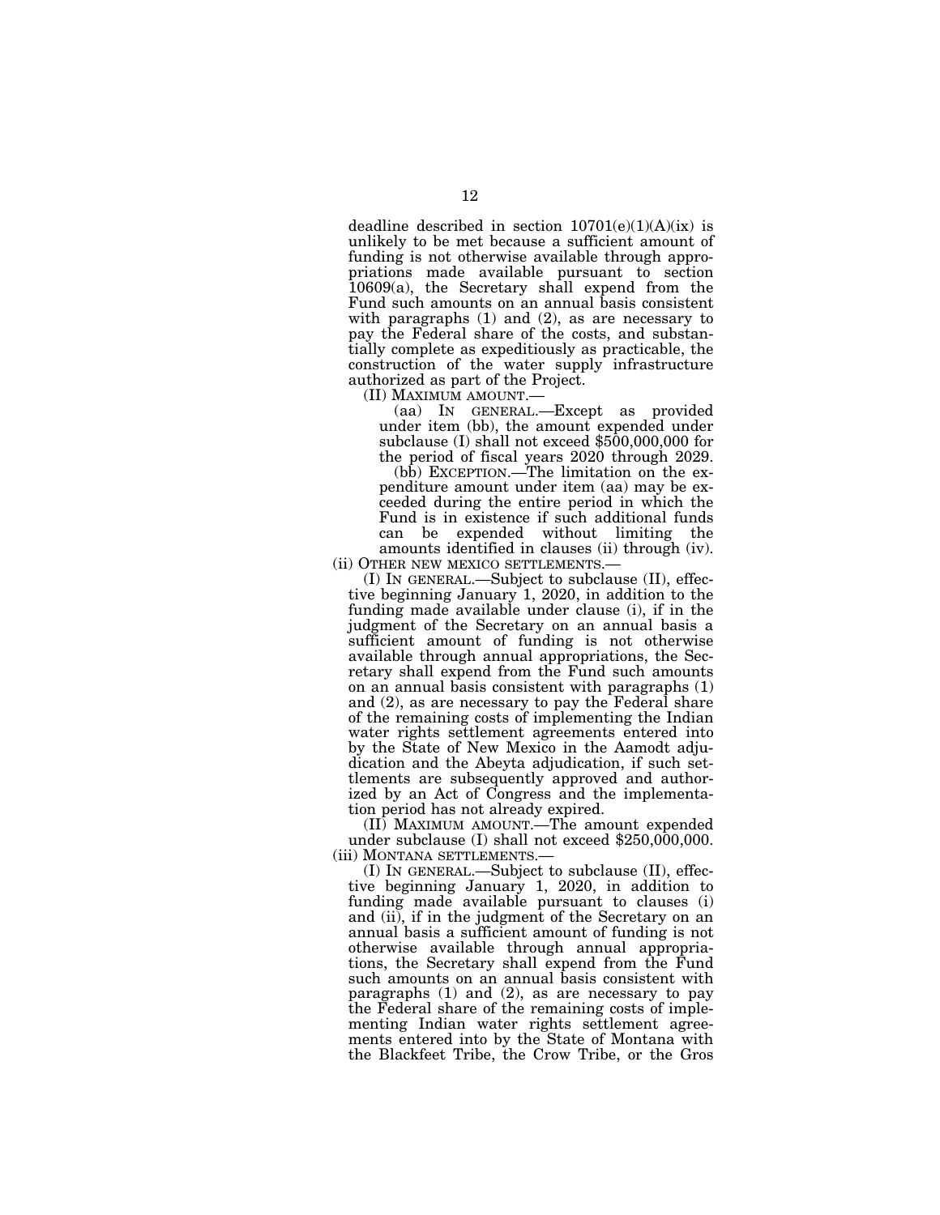deadline described in section 10701(e)(1)(A)(ix) is unlikely to be met because a sufficient amount of funding is not otherwise available through appropriations made available pursuant to section 10609(a), the Secretary shall expend from the Fund such amounts on an annual basis consistent with paragraphs (1) and (2), as are necessary to pay the Federal share of the costs, and substantially complete as expeditiously as practicable, the construction of the water supply infrastructure authorized as part of the Project.

(II) MAXIMUM AMOUNT.—

(aa) IN GENERAL.—Except as provided under item (bb), the amount expended under subclause (I) shall not exceed $500,000,000 for the period of fiscal years 2020 through 2029.

(bb) EXCEPTION.—The limitation on the expenditure amount under item (aa) may be exceeded during the entire period in which the Fund is in existence if such additional funds can be expended without limiting the amounts identified in clauses (ii) through (iv).

(ii) OTHER NEW MEXICO SETTLEMENTS.—

(I) IN GENERAL.—Subject to subclause (II), effective beginning January 1, 2020, in addition to the funding made available under clause (i), if in the judgment of the Secretary on an annual basis a sufficient amount of funding is not otherwise available through annual appropriations, the Secretary shall expend from the Fund such amounts on an annual basis consistent with paragraphs (1) and (2), as are necessary to pay the Federal share of the remaining costs of implementing the Indian water rights settlement agreements entered into by the State of New Mexico in the Aamodt adjudication and the Abeyta adjudication, if such settlements are subsequently approved and authorized by an Act of Congress and the implementation period has not already expired.

(II) MAXIMUM AMOUNT.—The amount expended under subclause (I) shall not exceed $250,000,000.

(iii) MONTANA SETTLEMENTS.—

(I) IN GENERAL.—Subject to subclause (II), effective beginning January 1, 2020, in addition to funding made available pursuant to clauses (i) and (ii), if in the judgment of the Secretary on an annual basis a sufficient amount of funding is not otherwise available through annual appropriations, the Secretary shall expend from the Fund such amounts on an annual basis consistent with paragraphs (1) and (2), as are necessary to pay the Federal share of the remaining costs of implementing Indian water rights settlement agreements entered into by the State of Montana with the Blackfeet Tribe, the Crow Tribe, or the Gros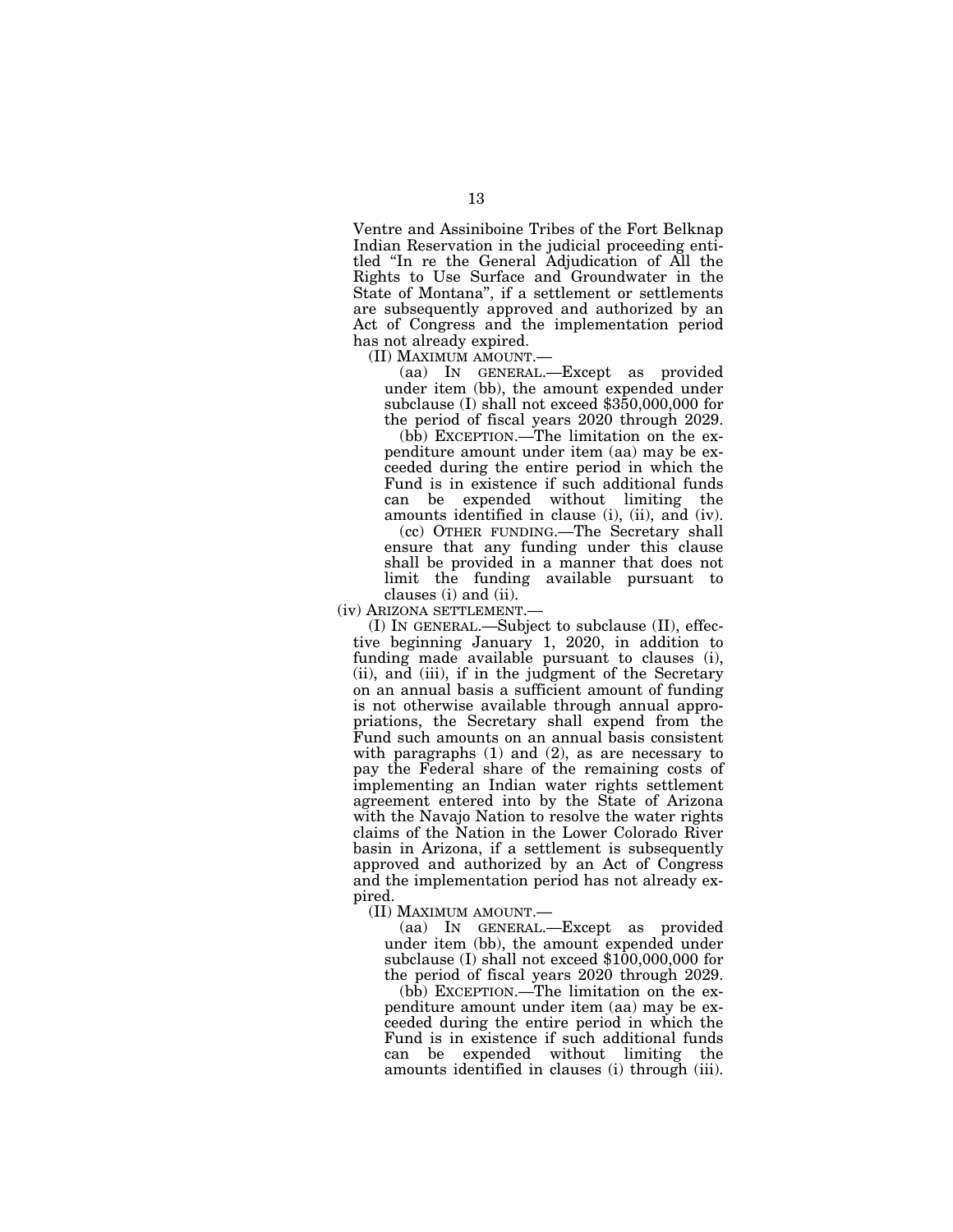Ventre and Assiniboine Tribes of the Fort Belknap Indian Reservation in the judicial proceeding entitled "In re the General Adjudication of All the Rights to Use Surface and Groundwater in the State of Montana", if a settlement or settlements are subsequently approved and authorized by an Act of Congress and the implementation period has not already expired.

(II) MAXIMUM AMOUNT.—

(aa) IN GENERAL.—Except as provided under item (bb), the amount expended under subclause (I) shall not exceed $350,000,000 for the period of fiscal years 2020 through 2029.

(bb) EXCEPTION.—The limitation on the expenditure amount under item (aa) may be exceeded during the entire period in which the Fund is in existence if such additional funds can be expended without limiting the amounts identified in clause (i), (ii), and (iv).

(cc) OTHER FUNDING.—The Secretary shall ensure that any funding under this clause shall be provided in a manner that does not limit the funding available pursuant to clauses (i) and (ii).

(iv) ARIZONA SETTLEMENT.—

(I) IN GENERAL.—Subject to subclause (II), effective beginning January 1, 2020, in addition to funding made available pursuant to clauses (i), (ii), and (iii), if in the judgment of the Secretary on an annual basis a sufficient amount of funding is not otherwise available through annual appropriations, the Secretary shall expend from the Fund such amounts on an annual basis consistent with paragraphs (1) and (2), as are necessary to pay the Federal share of the remaining costs of implementing an Indian water rights settlement agreement entered into by the State of Arizona with the Navajo Nation to resolve the water rights claims of the Nation in the Lower Colorado River basin in Arizona, if a settlement is subsequently approved and authorized by an Act of Congress and the implementation period has not already expired.

(II) MAXIMUM AMOUNT.—

(aa) IN GENERAL.—Except as provided under item (bb), the amount expended under subclause (I) shall not exceed $100,000,000 for the period of fiscal years 2020 through 2029.

(bb) EXCEPTION.—The limitation on the expenditure amount under item (aa) may be exceeded during the entire period in which the Fund is in existence if such additional funds can be expended without limiting the amounts identified in clauses (i) through (iii).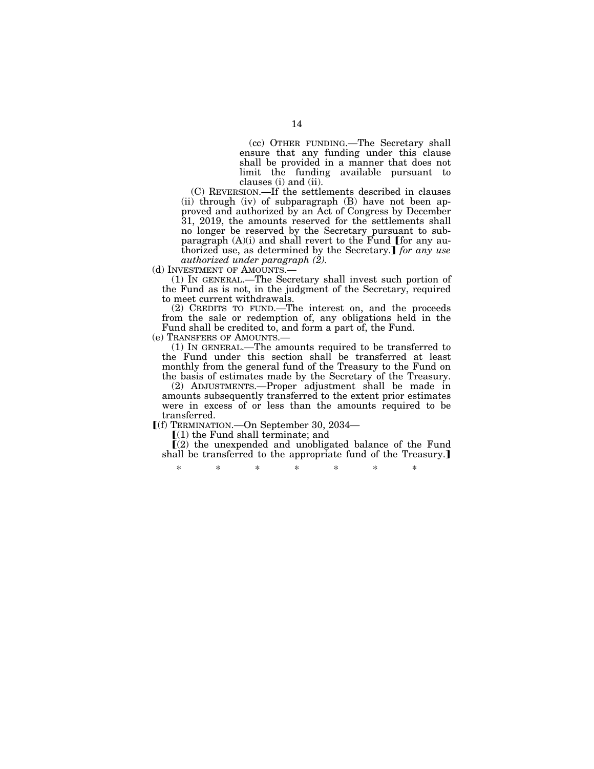(cc) OTHER FUNDING.—The Secretary shall ensure that any funding under this clause shall be provided in a manner that does not limit the funding available pursuant to clauses (i) and (ii).

(C) REVERSION.—If the settlements described in clauses (ii) through (iv) of subparagraph (B) have not been approved and authorized by an Act of Congress by December 31, 2019, the amounts reserved for the settlements shall no longer be reserved by the Secretary pursuant to subparagraph (A)(i) and shall revert to the Fund ⟦for any authorized use, as determined by the Secretary.⟧ *for any use authorized under paragraph (2).*

(d) INVESTMENT OF AMOUNTS.—

(1) IN GENERAL.—The Secretary shall invest such portion of the Fund as is not, in the judgment of the Secretary, required to meet current withdrawals.

(2) CREDITS TO FUND.—The interest on, and the proceeds from the sale or redemption of, any obligations held in the Fund shall be credited to, and form a part of, the Fund.

(e) TRANSFERS OF AMOUNTS.—

(1) IN GENERAL.—The amounts required to be transferred to the Fund under this section shall be transferred at least monthly from the general fund of the Treasury to the Fund on the basis of estimates made by the Secretary of the Treasury.

(2) ADJUSTMENTS.—Proper adjustment shall be made in amounts subsequently transferred to the extent prior estimates were in excess of or less than the amounts required to be transferred.

⟦(f) TERMINATION.—On September 30, 2034—

⟦(1) the Fund shall terminate; and

⟦(2) the unexpended and unobligated balance of the Fund shall be transferred to the appropriate fund of the Treasury.⟧

\* \* \* \* \* \* \*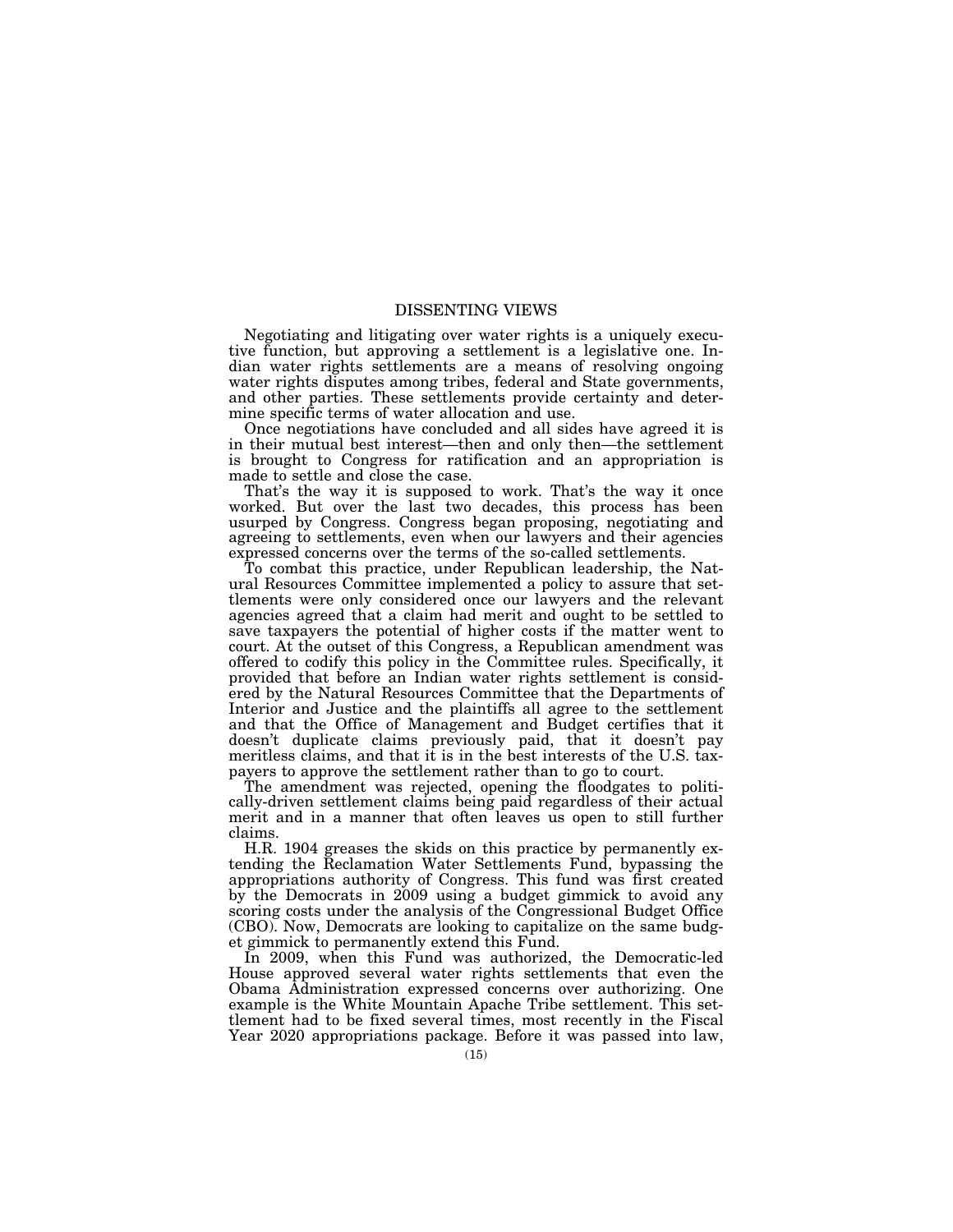## DISSENTING VIEWS

Negotiating and litigating over water rights is a uniquely executive function, but approving a settlement is a legislative one. Indian water rights settlements are a means of resolving ongoing water rights disputes among tribes, federal and State governments, and other parties. These settlements provide certainty and determine specific terms of water allocation and use.

Once negotiations have concluded and all sides have agreed it is in their mutual best interest—then and only then—the settlement is brought to Congress for ratification and an appropriation is made to settle and close the case.

That's the way it is supposed to work. That's the way it once worked. But over the last two decades, this process has been usurped by Congress. Congress began proposing, negotiating and agreeing to settlements, even when our lawyers and their agencies expressed concerns over the terms of the so-called settlements.

To combat this practice, under Republican leadership, the Natural Resources Committee implemented a policy to assure that settlements were only considered once our lawyers and the relevant agencies agreed that a claim had merit and ought to be settled to save taxpayers the potential of higher costs if the matter went to court. At the outset of this Congress, a Republican amendment was offered to codify this policy in the Committee rules. Specifically, it provided that before an Indian water rights settlement is considered by the Natural Resources Committee that the Departments of Interior and Justice and the plaintiffs all agree to the settlement and that the Office of Management and Budget certifies that it doesn't duplicate claims previously paid, that it doesn't pay meritless claims, and that it is in the best interests of the U.S. taxpayers to approve the settlement rather than to go to court.

The amendment was rejected, opening the floodgates to politically-driven settlement claims being paid regardless of their actual merit and in a manner that often leaves us open to still further claims.

H.R. 1904 greases the skids on this practice by permanently extending the Reclamation Water Settlements Fund, bypassing the appropriations authority of Congress. This fund was first created by the Democrats in 2009 using a budget gimmick to avoid any scoring costs under the analysis of the Congressional Budget Office (CBO). Now, Democrats are looking to capitalize on the same budget gimmick to permanently extend this Fund.

In 2009, when this Fund was authorized, the Democratic-led House approved several water rights settlements that even the Obama Administration expressed concerns over authorizing. One example is the White Mountain Apache Tribe settlement. This settlement had to be fixed several times, most recently in the Fiscal Year 2020 appropriations package. Before it was passed into law,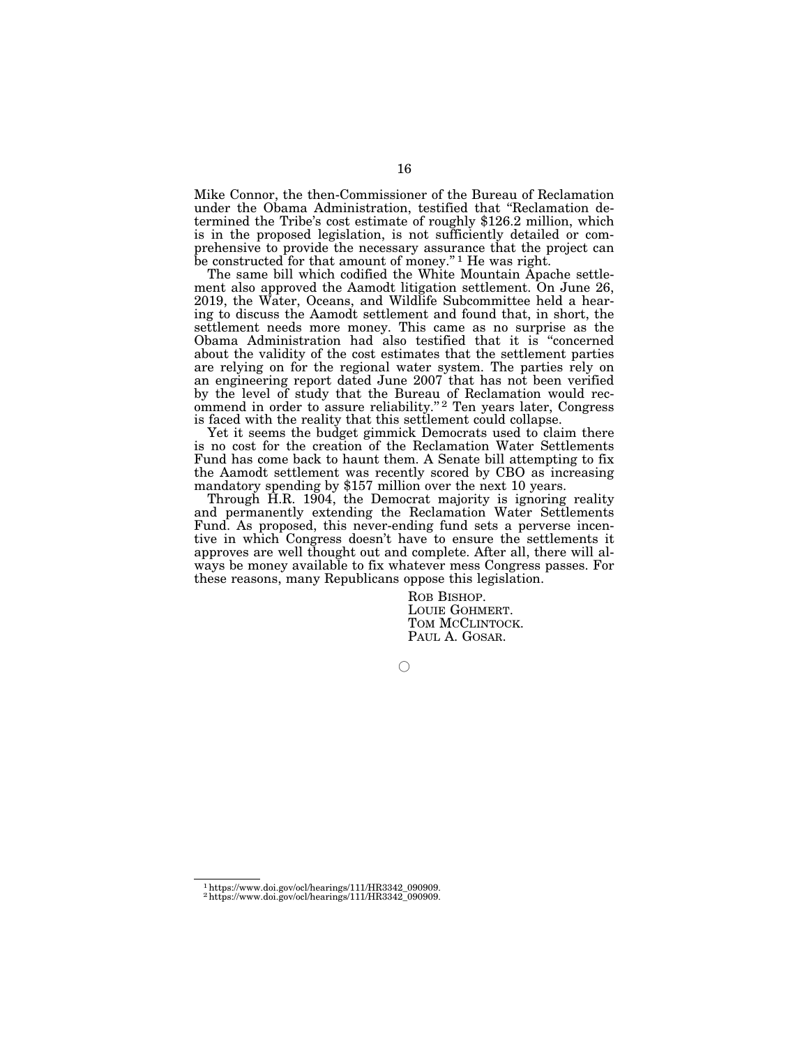Mike Connor, the then-Commissioner of the Bureau of Reclamation under the Obama Administration, testified that "Reclamation determined the Tribe's cost estimate of roughly $126.2 million, which is in the proposed legislation, is not sufficiently detailed or comprehensive to provide the necessary assurance that the project can be constructed for that amount of money."[1] He was right.

The same bill which codified the White Mountain Apache settlement also approved the Aamodt litigation settlement. On June 26, 2019, the Water, Oceans, and Wildlife Subcommittee held a hearing to discuss the Aamodt settlement and found that, in short, the settlement needs more money. This came as no surprise as the Obama Administration had also testified that it is "concerned about the validity of the cost estimates that the settlement parties are relying on for the regional water system. The parties rely on an engineering report dated June 2007 that has not been verified by the level of study that the Bureau of Reclamation would recommend in order to assure reliability."[2] Ten years later, Congress is faced with the reality that this settlement could collapse.

Yet it seems the budget gimmick Democrats used to claim there is no cost for the creation of the Reclamation Water Settlements Fund has come back to haunt them. A Senate bill attempting to fix the Aamodt settlement was recently scored by CBO as increasing mandatory spending by $157 million over the next 10 years.

Through H.R. 1904, the Democrat majority is ignoring reality and permanently extending the Reclamation Water Settlements Fund. As proposed, this never-ending fund sets a perverse incentive in which Congress doesn't have to ensure the settlements it approves are well thought out and complete. After all, there will always be money available to fix whatever mess Congress passes. For these reasons, many Republicans oppose this legislation.

ROB BISHOP.
LOUIE GOHMERT.
TOM MCCLINTOCK.
PAUL A. GOSAR.

[1] https://www.doi.gov/ocl/hearings/111/HR3342_090909.
[2] https://www.doi.gov/ocl/hearings/111/HR3342_090909.